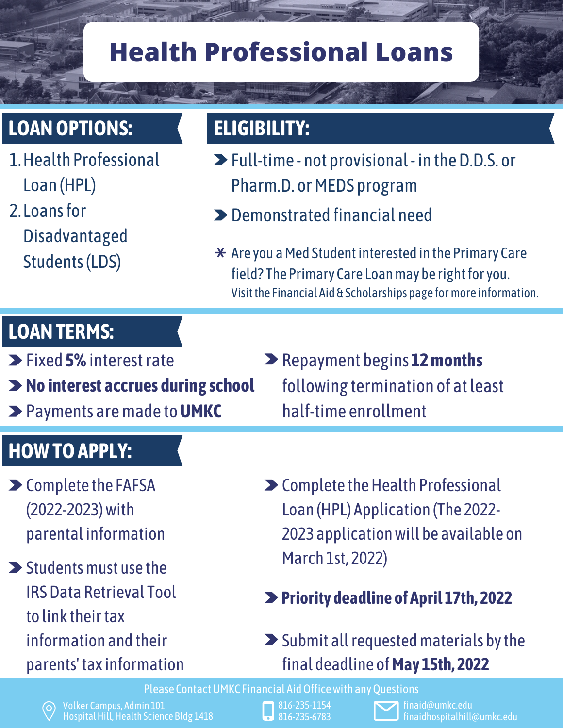# Health Professional Loans

## LOAN OPTIONS:

1. Health Professional Loan (HPL)
2. Loans for Disadvantaged Students (LDS)

## ELIGIBILITY:

- Full-time - not provisional - in the D.D.S. or Pharm.D. or MEDS program
- Demonstrated financial need

* Are you a Med Student interested in the Primary Care field? The Primary Care Loan may be right for you. Visit the Financial Aid & Scholarships page for more information.

## LOAN TERMS:

- Fixed **5%** interest rate
- **No interest accrues during school**
- Payments are made to **UMKC**
- Repayment begins **12 months** following termination of at least half-time enrollment

## HOW TO APPLY:

- Complete the FAFSA (2022-2023) with parental information
- Students must use the IRS Data Retrieval Tool to link their tax information and their parents' tax information
- Complete the Health Professional Loan (HPL) Application (The 2022-2023 application will be available on March 1st, 2022)
- **Priority deadline of April 17th, 2022**
- Submit all requested materials by the final deadline of **May 15th, 2022**

Please Contact UMKC Financial Aid Office with any Questions

Volker Campus, Admin 101
Hospital Hill, Health Science Bldg 1418

816-235-1154
816-235-6783

finaid@umkc.edu
finaidhospitalhill@umkc.edu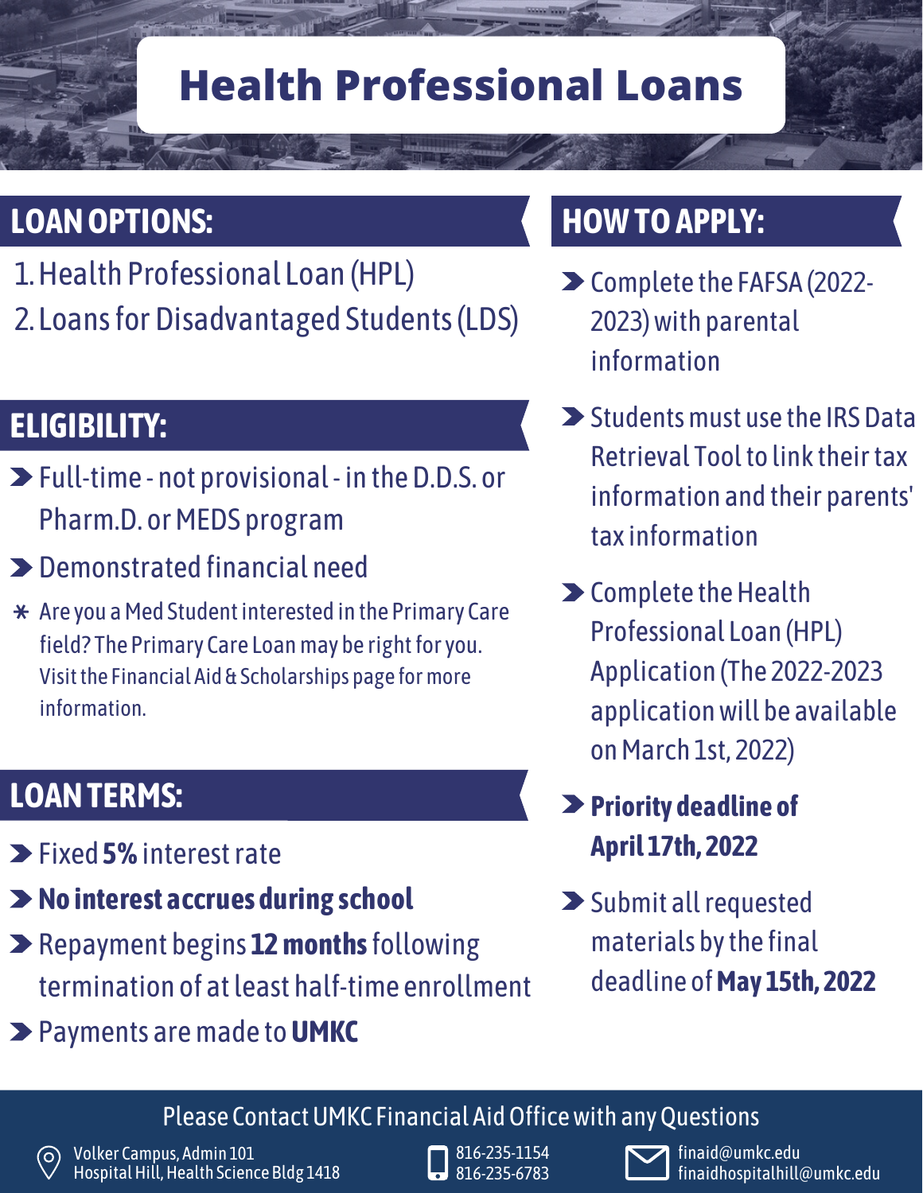# Health Professional Loans

## LOAN OPTIONS:

1. Health Professional Loan (HPL)
2. Loans for Disadvantaged Students (LDS)

## ELIGIBILITY:

- Full-time - not provisional - in the D.D.S. or Pharm.D. or MEDS program
- Demonstrated financial need

* Are you a Med Student interested in the Primary Care field? The Primary Care Loan may be right for you. Visit the Financial Aid & Scholarships page for more information.

## LOAN TERMS:

- Fixed **5%** interest rate
- **No interest accrues during school**
- Repayment begins **12 months** following termination of at least half-time enrollment
- Payments are made to **UMKC**

## HOW TO APPLY:

- Complete the FAFSA (2022-2023) with parental information
- Students must use the IRS Data Retrieval Tool to link their tax information and their parents' tax information
- Complete the Health Professional Loan (HPL) Application (The 2022-2023 application will be available on March 1st, 2022)
- **Priority deadline of April 17th, 2022**
- Submit all requested materials by the final deadline of **May 15th, 2022**

Please Contact UMKC Financial Aid Office with any Questions

Volker Campus, Admin 101
Hospital Hill, Health Science Bldg 1418

816-235-1154
816-235-6783

finaid@umkc.edu
finaidhospitalhill@umkc.edu